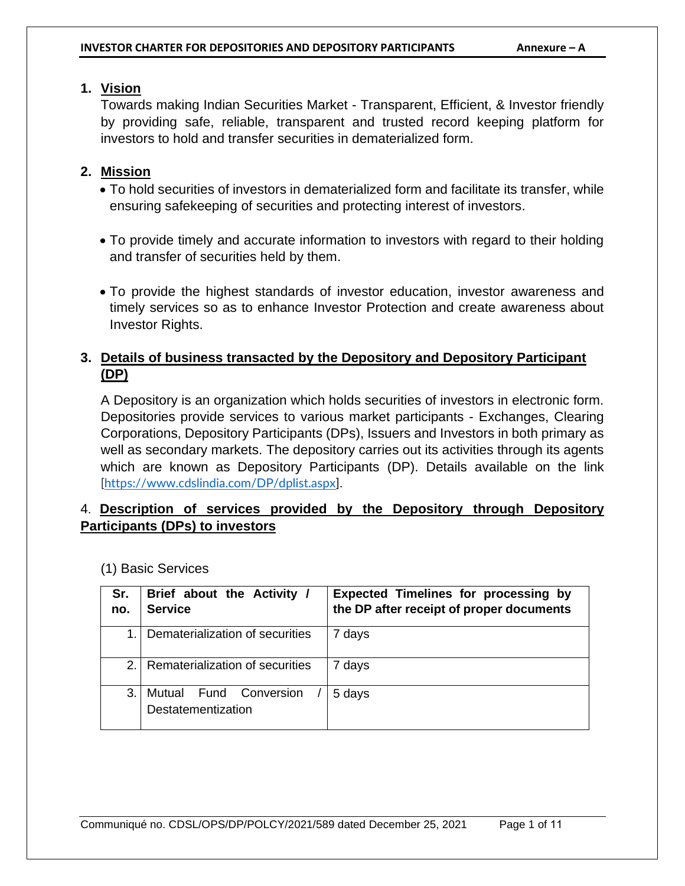## 1. Vision

Towards making Indian Securities Market - Transparent, Efficient, & Investor friendly by providing safe, reliable, transparent and trusted record keeping platform for investors to hold and transfer securities in dematerialized form.

## 2. Mission

- To hold securities of investors in dematerialized form and facilitate its transfer, while ensuring safekeeping of securities and protecting interest of investors.
- To provide timely and accurate information to investors with regard to their holding and transfer of securities held by them.
- To provide the highest standards of investor education, investor awareness and timely services so as to enhance Investor Protection and create awareness about Investor Rights.

## 3. Details of business transacted by the Depository and Depository Participant (DP)

A Depository is an organization which holds securities of investors in electronic form. Depositories provide services to various market participants - Exchanges, Clearing Corporations, Depository Participants (DPs), Issuers and Investors in both primary as well as secondary markets. The depository carries out its activities through its agents which are known as Depository Participants (DP). Details available on the link [https://www.cdslindia.com/DP/dplist.aspx].

## 4. Description of services provided by the Depository through Depository Participants (DPs) to investors

(1) Basic Services

| Sr. no. | Brief about the Activity / Service | Expected Timelines for processing by the DP after receipt of proper documents |
|---|---|---|
| 1. | Dematerialization of securities | 7 days |
| 2. | Rematerialization of securities | 7 days |
| 3. | Mutual Fund Conversion / Destatementization | 5 days |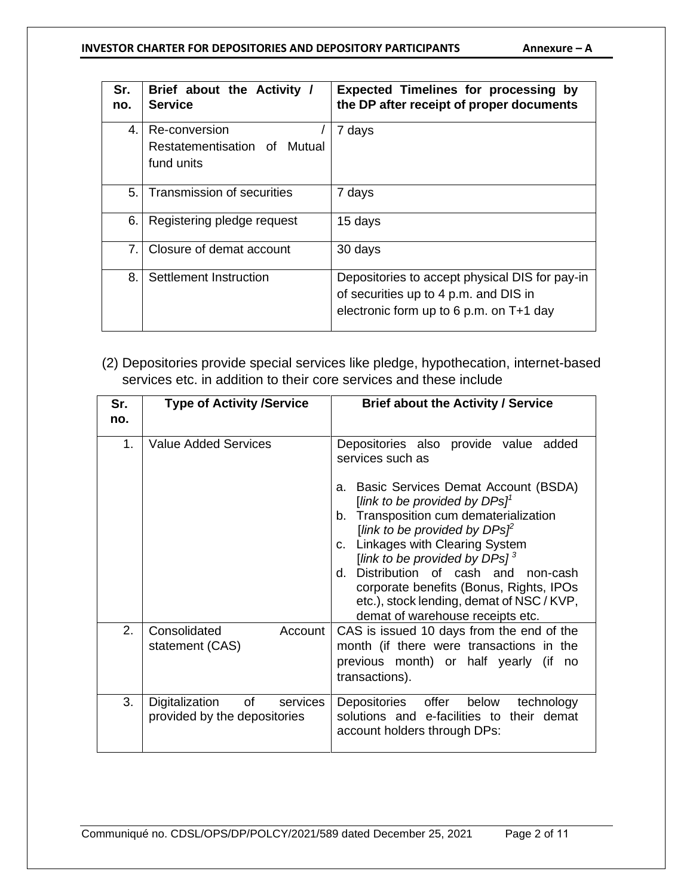| Sr. no. | Brief about the Activity / Service | Expected Timelines for processing by the DP after receipt of proper documents |
|---|---|---|
| 4. | Re-conversion / Restatementisation of Mutual fund units | 7 days |
| 5. | Transmission of securities | 7 days |
| 6. | Registering pledge request | 15 days |
| 7. | Closure of demat account | 30 days |
| 8. | Settlement Instruction | Depositories to accept physical DIS for pay-in of securities up to 4 p.m. and DIS in electronic form up to 6 p.m. on T+1 day |

(2) Depositories provide special services like pledge, hypothecation, internet-based services etc. in addition to their core services and these include

| Sr. no. | Type of Activity /Service | Brief about the Activity / Service |
|---|---|---|
| 1. | Value Added Services | Depositories also provide value added services such as<br><br>a. Basic Services Demat Account (BSDA) [*link to be provided by DPs]*[1]<br>b. Transposition cum dematerialization [*link to be provided by DPs]*[2]<br>c. Linkages with Clearing System [*link to be provided by DPs]* [3]<br>d. Distribution of cash and non-cash corporate benefits (Bonus, Rights, IPOs etc.), stock lending, demat of NSC / KVP, demat of warehouse receipts etc. |
| 2. | Consolidated Account statement (CAS) | CAS is issued 10 days from the end of the month (if there were transactions in the previous month) or half yearly (if no transactions). |
| 3. | Digitalization of services provided by the depositories | Depositories offer below technology solutions and e-facilities to their demat account holders through DPs: |

Communiqué no. CDSL/OPS/DP/POLCY/2021/589 dated December 25, 2021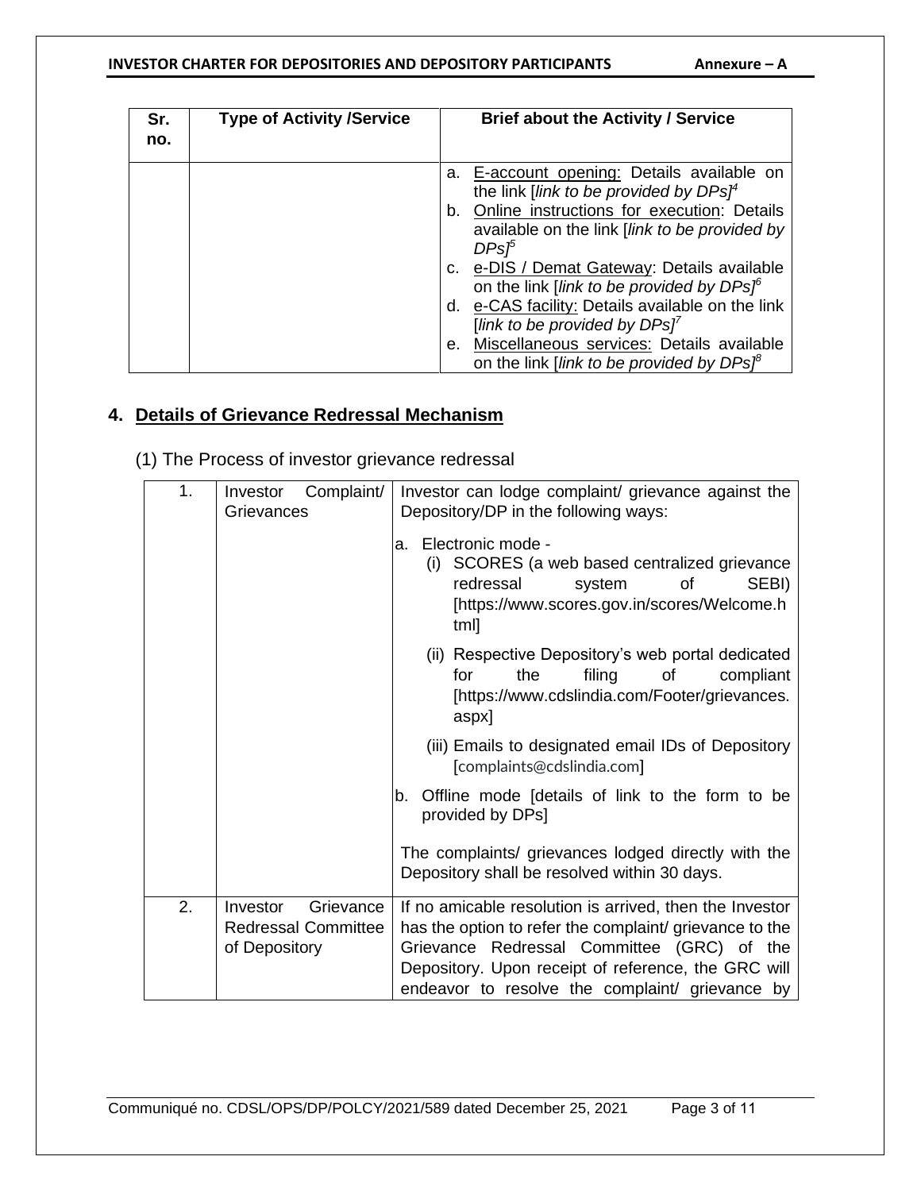| Sr. no. | Type of Activity /Service | Brief about the Activity / Service |
|---|---|---|
| | | a. E-account opening: Details available on the link [*link to be provided by DPs*][4]<br>b. Online instructions for execution: Details available on the link [*link to be provided by DPs*][5]<br>c. e-DIS / Demat Gateway: Details available on the link [*link to be provided by DPs*][6]<br>d. e-CAS facility: Details available on the link [*link to be provided by DPs*][7]<br>e. Miscellaneous services: Details available on the link [*link to be provided by DPs*][8] |

## 4. Details of Grievance Redressal Mechanism

(1) The Process of investor grievance redressal

| | | |
|---|---|---|
| 1. | Investor Complaint/ Grievances | Investor can lodge complaint/ grievance against the Depository/DP in the following ways:<br><br>a. Electronic mode -<br>(i) SCORES (a web based centralized grievance redressal system of SEBI) [https://www.scores.gov.in/scores/Welcome.html]<br>(ii) Respective Depository's web portal dedicated for the filing of compliant [https://www.cdslindia.com/Footer/grievances.aspx]<br>(iii) Emails to designated email IDs of Depository [complaints@cdslindia.com]<br><br>b. Offline mode [details of link to the form to be provided by DPs]<br><br>The complaints/ grievances lodged directly with the Depository shall be resolved within 30 days. |
| 2. | Investor Grievance Redressal Committee of Depository | If no amicable resolution is arrived, then the Investor has the option to refer the complaint/ grievance to the Grievance Redressal Committee (GRC) of the Depository. Upon receipt of reference, the GRC will endeavor to resolve the complaint/ grievance by |

Communiqué no. CDSL/OPS/DP/POLCY/2021/589 dated December 25, 2021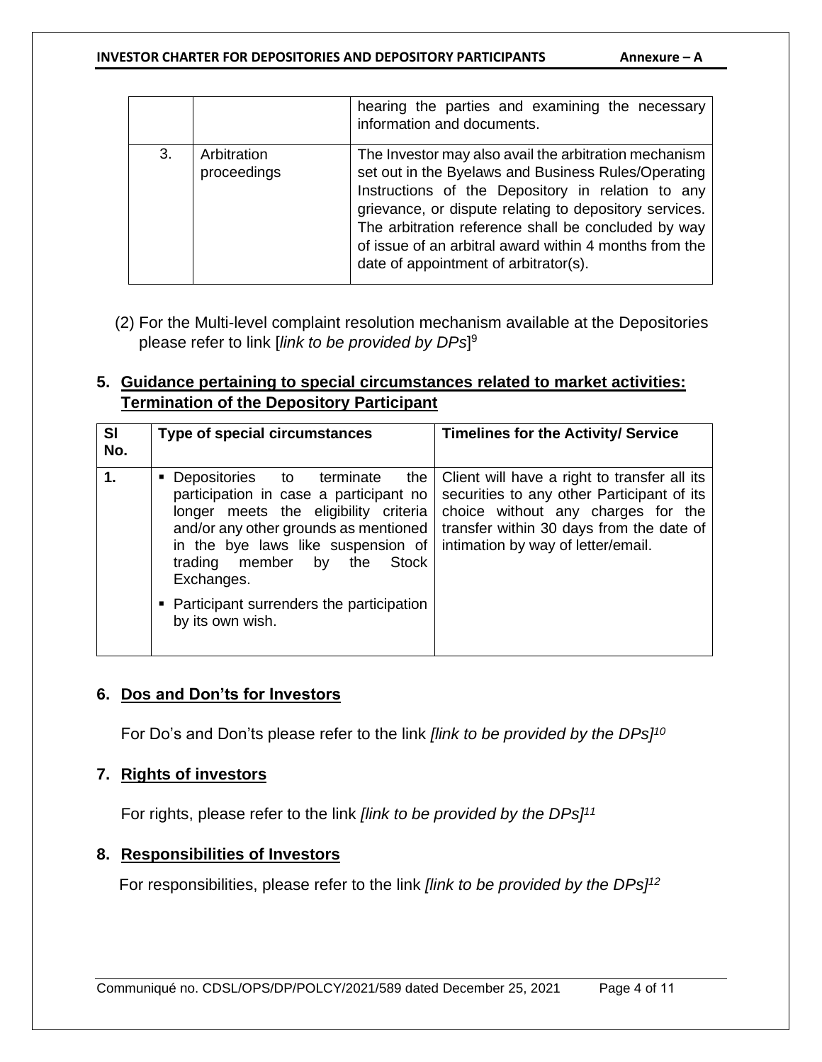| | | hearing the parties and examining the necessary information and documents. |
|---|---|---|
| 3. | Arbitration proceedings | The Investor may also avail the arbitration mechanism set out in the Byelaws and Business Rules/Operating Instructions of the Depository in relation to any grievance, or dispute relating to depository services. The arbitration reference shall be concluded by way of issue of an arbitral award within 4 months from the date of appointment of arbitrator(s). |

(2) For the Multi-level complaint resolution mechanism available at the Depositories please refer to link [*link to be provided by DPs*][9]

## 5. Guidance pertaining to special circumstances related to market activities: Termination of the Depository Participant

| Sl No. | Type of special circumstances | Timelines for the Activity/ Service |
|---|---|---|
| **1.** | ▪ Depositories to terminate the participation in case a participant no longer meets the eligibility criteria and/or any other grounds as mentioned in the bye laws like suspension of trading member by the Stock Exchanges.<br>▪ Participant surrenders the participation by its own wish. | Client will have a right to transfer all its securities to any other Participant of its choice without any charges for the transfer within 30 days from the date of intimation by way of letter/email. |

## 6. Dos and Don'ts for Investors

For Do's and Don'ts please refer to the link *[link to be provided by the DPs]*[10]

## 7. Rights of investors

For rights, please refer to the link *[link to be provided by the DPs]*[11]

## 8. Responsibilities of Investors

For responsibilities, please refer to the link *[link to be provided by the DPs]*[12]

Communiqué no. CDSL/OPS/DP/POLCY/2021/589 dated December 25, 2021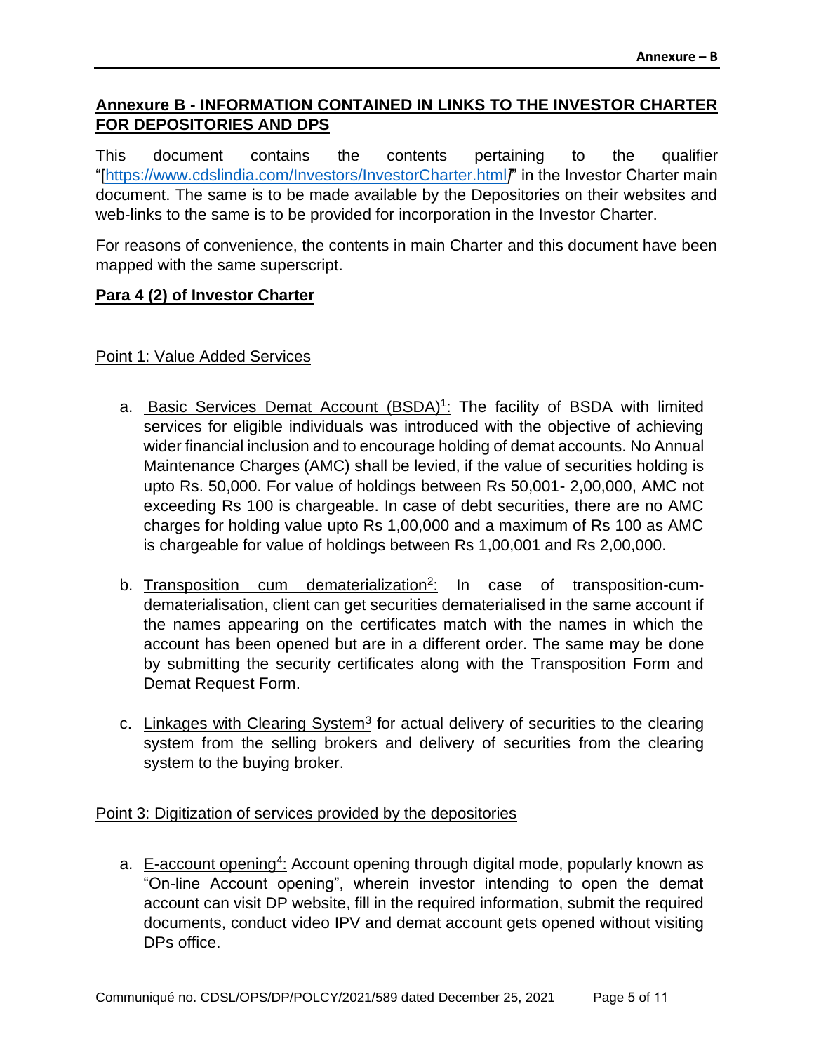## Annexure B - INFORMATION CONTAINED IN LINKS TO THE INVESTOR CHARTER FOR DEPOSITORIES AND DPS

This document contains the contents pertaining to the qualifier "[https://www.cdslindia.com/Investors/InvestorCharter.html]" in the Investor Charter main document. The same is to be made available by the Depositories on their websites and web-links to the same is to be provided for incorporation in the Investor Charter.

For reasons of convenience, the contents in main Charter and this document have been mapped with the same superscript.

### Para 4 (2) of Investor Charter

Point 1: Value Added Services

a. Basic Services Demat Account (BSDA)[1]: The facility of BSDA with limited services for eligible individuals was introduced with the objective of achieving wider financial inclusion and to encourage holding of demat accounts. No Annual Maintenance Charges (AMC) shall be levied, if the value of securities holding is upto Rs. 50,000. For value of holdings between Rs 50,001- 2,00,000, AMC not exceeding Rs 100 is chargeable. In case of debt securities, there are no AMC charges for holding value upto Rs 1,00,000 and a maximum of Rs 100 as AMC is chargeable for value of holdings between Rs 1,00,001 and Rs 2,00,000.

b. Transposition cum dematerialization[2]: In case of transposition-cum-dematerialisation, client can get securities dematerialised in the same account if the names appearing on the certificates match with the names in which the account has been opened but are in a different order. The same may be done by submitting the security certificates along with the Transposition Form and Demat Request Form.

c. Linkages with Clearing System[3] for actual delivery of securities to the clearing system from the selling brokers and delivery of securities from the clearing system to the buying broker.

Point 3: Digitization of services provided by the depositories

a. E-account opening[4]: Account opening through digital mode, popularly known as "On-line Account opening", wherein investor intending to open the demat account can visit DP website, fill in the required information, submit the required documents, conduct video IPV and demat account gets opened without visiting DPs office.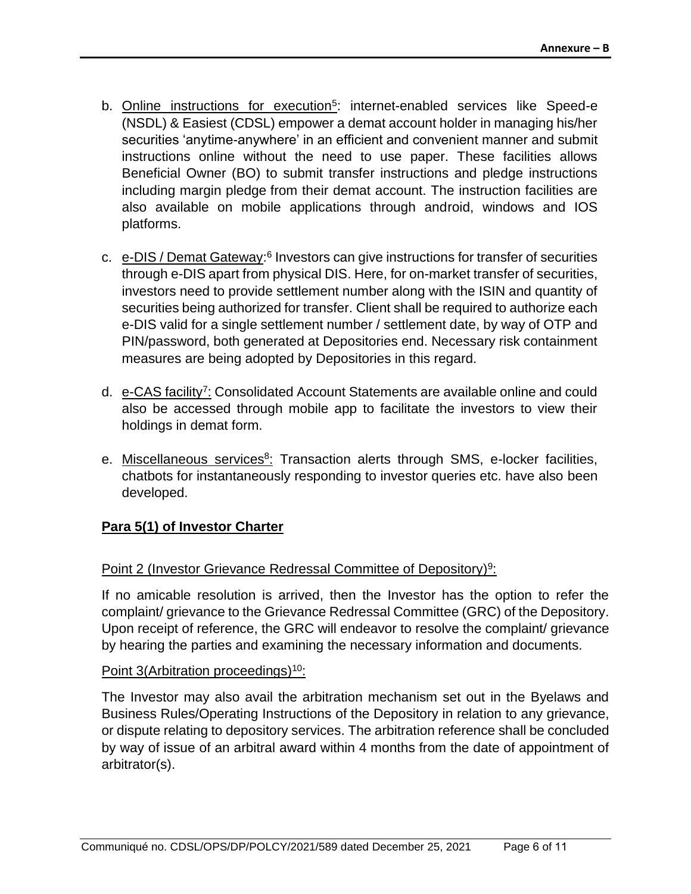b. Online instructions for execution[5]: internet-enabled services like Speed-e (NSDL) & Easiest (CDSL) empower a demat account holder in managing his/her securities 'anytime-anywhere' in an efficient and convenient manner and submit instructions online without the need to use paper. These facilities allows Beneficial Owner (BO) to submit transfer instructions and pledge instructions including margin pledge from their demat account. The instruction facilities are also available on mobile applications through android, windows and IOS platforms.

c. e-DIS / Demat Gateway:[6] Investors can give instructions for transfer of securities through e-DIS apart from physical DIS. Here, for on-market transfer of securities, investors need to provide settlement number along with the ISIN and quantity of securities being authorized for transfer. Client shall be required to authorize each e-DIS valid for a single settlement number / settlement date, by way of OTP and PIN/password, both generated at Depositories end. Necessary risk containment measures are being adopted by Depositories in this regard.

d. e-CAS facility[7]: Consolidated Account Statements are available online and could also be accessed through mobile app to facilitate the investors to view their holdings in demat form.

e. Miscellaneous services[8]: Transaction alerts through SMS, e-locker facilities, chatbots for instantaneously responding to investor queries etc. have also been developed.

**Para 5(1) of Investor Charter**

Point 2 (Investor Grievance Redressal Committee of Depository)[9]:

If no amicable resolution is arrived, then the Investor has the option to refer the complaint/ grievance to the Grievance Redressal Committee (GRC) of the Depository. Upon receipt of reference, the GRC will endeavor to resolve the complaint/ grievance by hearing the parties and examining the necessary information and documents.

Point 3(Arbitration proceedings)[10]:

The Investor may also avail the arbitration mechanism set out in the Byelaws and Business Rules/Operating Instructions of the Depository in relation to any grievance, or dispute relating to depository services. The arbitration reference shall be concluded by way of issue of an arbitral award within 4 months from the date of appointment of arbitrator(s).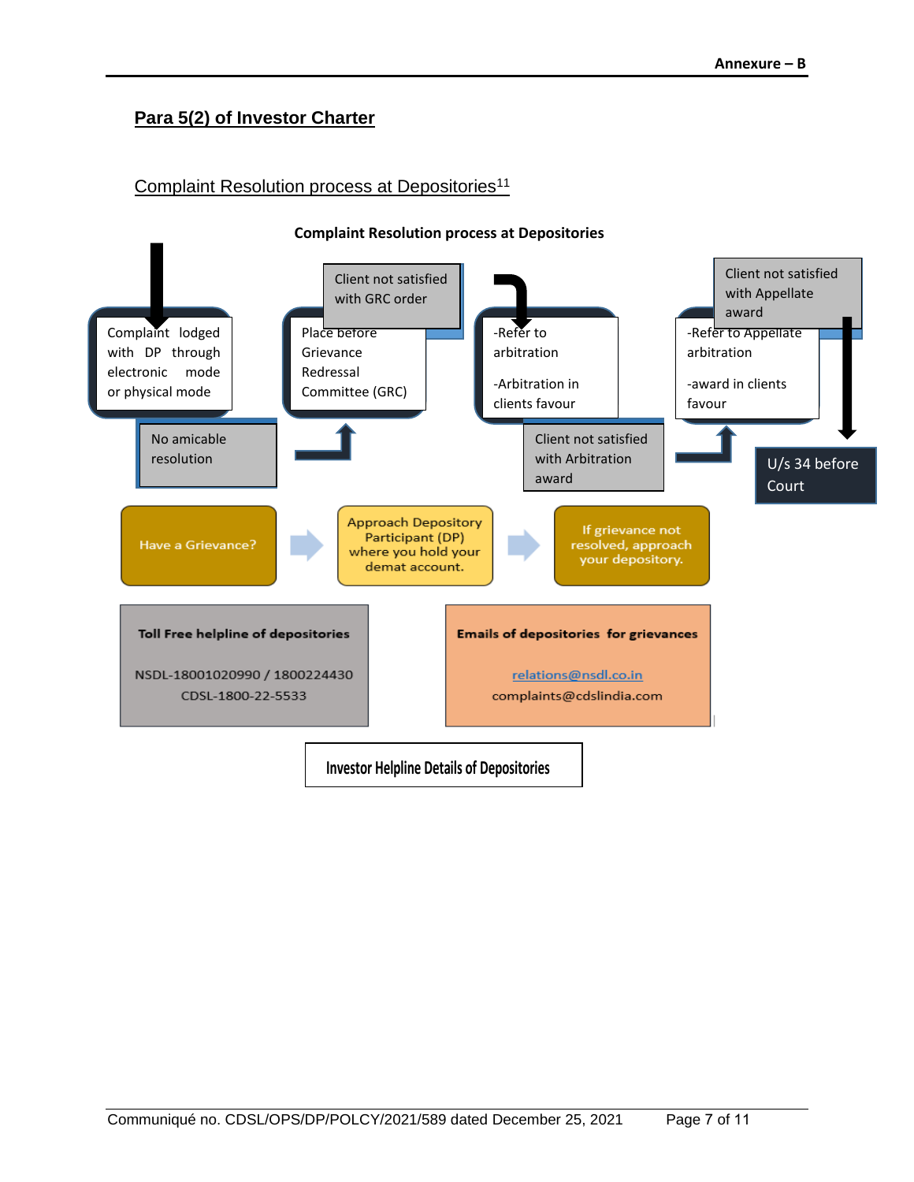**Para 5(2) of Investor Charter**

Complaint Resolution process at Depositories[11]

**Complaint Resolution process at Depositories**

Complaint lodged with DP through electronic mode or physical mode

No amicable resolution

Place before Grievance Redressal Committee (GRC)

Client not satisfied with GRC order

-Refer to arbitration

-Arbitration in clients favour

Client not satisfied with Arbitration award

-Refer to Appellate arbitration

-award in clients favour

Client not satisfied with Appellate award

U/s 34 before Court

Have a Grievance? → Approach Depository Participant (DP) where you hold your demat account. → If grievance not resolved, approach your depository.

| Toll Free helpline of depositories | Emails of depositories for grievances |
|---|---|
| NSDL-18001020990 / 1800224430 | relations@nsdl.co.in |
| CDSL-1800-22-5533 | complaints@cdslindia.com |

Investor Helpline Details of Depositories

Communiqué no. CDSL/OPS/DP/POLCY/2021/589 dated December 25, 2021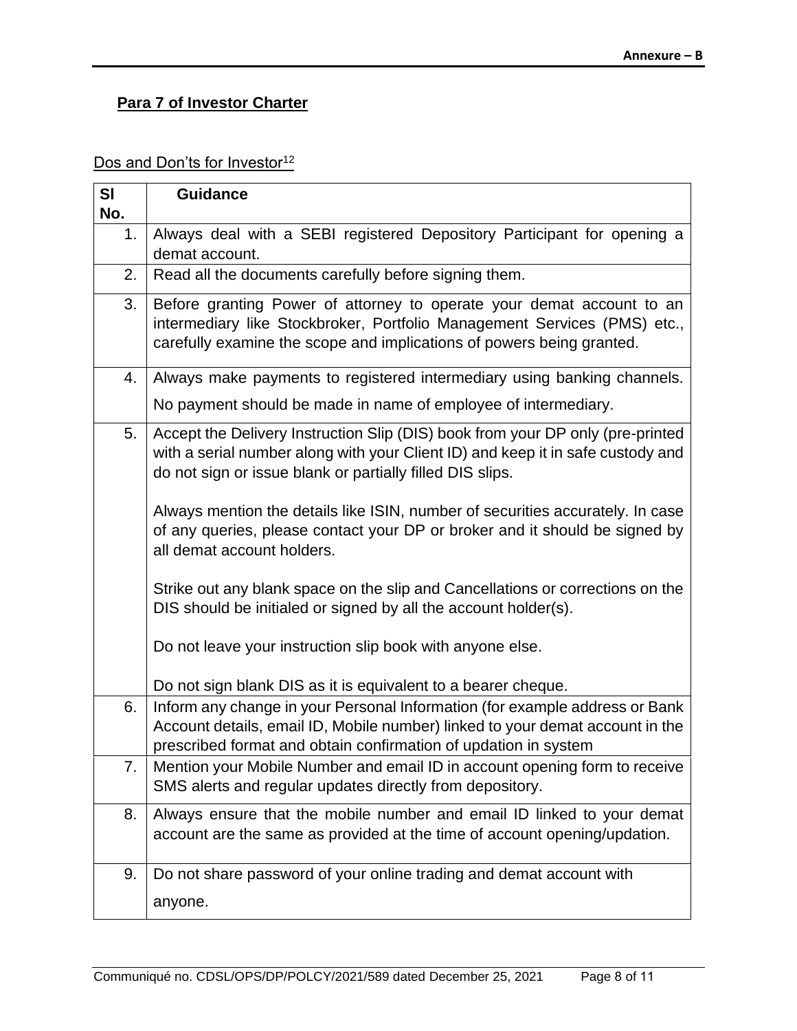**Para 7 of Investor Charter**

Dos and Don'ts for Investor[12]

| Sl No. | Guidance |
|---|---|
| 1. | Always deal with a SEBI registered Depository Participant for opening a demat account. |
| 2. | Read all the documents carefully before signing them. |
| 3. | Before granting Power of attorney to operate your demat account to an intermediary like Stockbroker, Portfolio Management Services (PMS) etc., carefully examine the scope and implications of powers being granted. |
| 4. | Always make payments to registered intermediary using banking channels. No payment should be made in name of employee of intermediary. |
| 5. | Accept the Delivery Instruction Slip (DIS) book from your DP only (pre-printed with a serial number along with your Client ID) and keep it in safe custody and do not sign or issue blank or partially filled DIS slips.<br><br>Always mention the details like ISIN, number of securities accurately. In case of any queries, please contact your DP or broker and it should be signed by all demat account holders.<br><br>Strike out any blank space on the slip and Cancellations or corrections on the DIS should be initialed or signed by all the account holder(s).<br><br>Do not leave your instruction slip book with anyone else.<br><br>Do not sign blank DIS as it is equivalent to a bearer cheque. |
| 6. | Inform any change in your Personal Information (for example address or Bank Account details, email ID, Mobile number) linked to your demat account in the prescribed format and obtain confirmation of updation in system |
| 7. | Mention your Mobile Number and email ID in account opening form to receive SMS alerts and regular updates directly from depository. |
| 8. | Always ensure that the mobile number and email ID linked to your demat account are the same as provided at the time of account opening/updation. |
| 9. | Do not share password of your online trading and demat account with anyone. |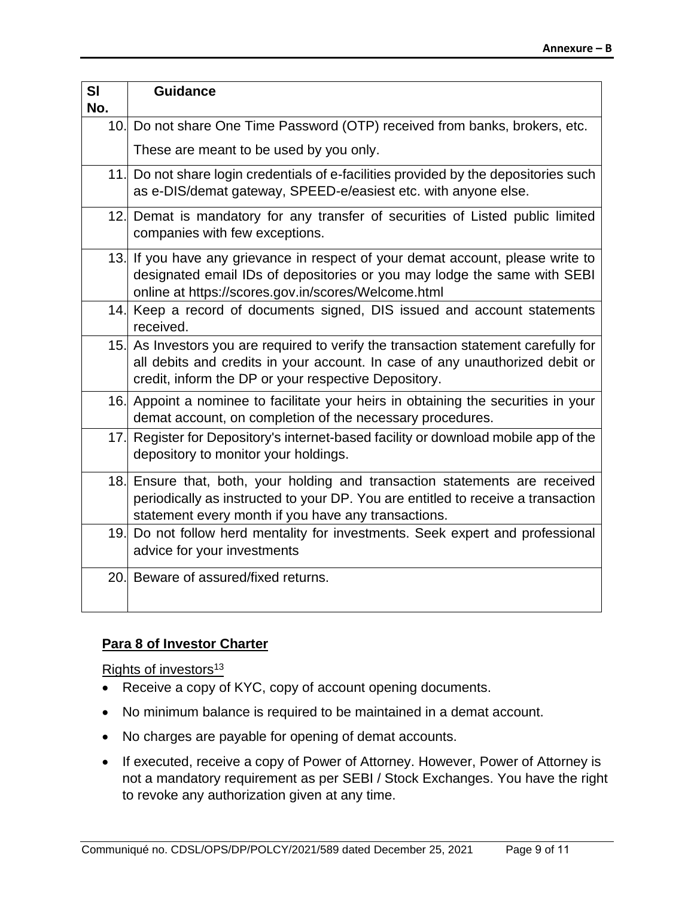| Sl No. | Guidance |
|---|---|
| 10. | Do not share One Time Password (OTP) received from banks, brokers, etc. These are meant to be used by you only. |
| 11. | Do not share login credentials of e-facilities provided by the depositories such as e-DIS/demat gateway, SPEED-e/easiest etc. with anyone else. |
| 12. | Demat is mandatory for any transfer of securities of Listed public limited companies with few exceptions. |
| 13. | If you have any grievance in respect of your demat account, please write to designated email IDs of depositories or you may lodge the same with SEBI online at https://scores.gov.in/scores/Welcome.html |
| 14. | Keep a record of documents signed, DIS issued and account statements received. |
| 15. | As Investors you are required to verify the transaction statement carefully for all debits and credits in your account. In case of any unauthorized debit or credit, inform the DP or your respective Depository. |
| 16. | Appoint a nominee to facilitate your heirs in obtaining the securities in your demat account, on completion of the necessary procedures. |
| 17. | Register for Depository's internet-based facility or download mobile app of the depository to monitor your holdings. |
| 18. | Ensure that, both, your holding and transaction statements are received periodically as instructed to your DP. You are entitled to receive a transaction statement every month if you have any transactions. |
| 19. | Do not follow herd mentality for investments. Seek expert and professional advice for your investments |
| 20. | Beware of assured/fixed returns. |

## Para 8 of Investor Charter

Rights of investors[13]

- Receive a copy of KYC, copy of account opening documents.
- No minimum balance is required to be maintained in a demat account.
- No charges are payable for opening of demat accounts.
- If executed, receive a copy of Power of Attorney. However, Power of Attorney is not a mandatory requirement as per SEBI / Stock Exchanges. You have the right to revoke any authorization given at any time.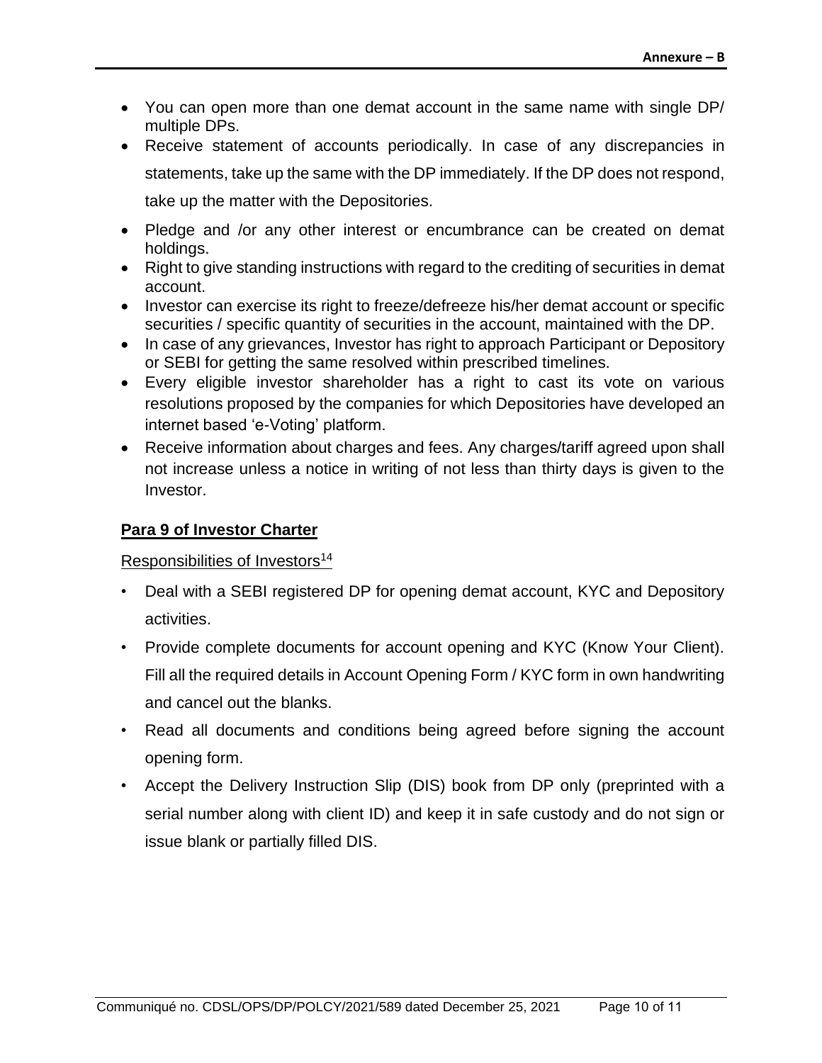- You can open more than one demat account in the same name with single DP/ multiple DPs.
- Receive statement of accounts periodically. In case of any discrepancies in statements, take up the same with the DP immediately. If the DP does not respond, take up the matter with the Depositories.
- Pledge and /or any other interest or encumbrance can be created on demat holdings.
- Right to give standing instructions with regard to the crediting of securities in demat account.
- Investor can exercise its right to freeze/defreeze his/her demat account or specific securities / specific quantity of securities in the account, maintained with the DP.
- In case of any grievances, Investor has right to approach Participant or Depository or SEBI for getting the same resolved within prescribed timelines.
- Every eligible investor shareholder has a right to cast its vote on various resolutions proposed by the companies for which Depositories have developed an internet based 'e-Voting' platform.
- Receive information about charges and fees. Any charges/tariff agreed upon shall not increase unless a notice in writing of not less than thirty days is given to the Investor.

**Para 9 of Investor Charter**

Responsibilities of Investors[14]

- Deal with a SEBI registered DP for opening demat account, KYC and Depository activities.
- Provide complete documents for account opening and KYC (Know Your Client). Fill all the required details in Account Opening Form / KYC form in own handwriting and cancel out the blanks.
- Read all documents and conditions being agreed before signing the account opening form.
- Accept the Delivery Instruction Slip (DIS) book from DP only (preprinted with a serial number along with client ID) and keep it in safe custody and do not sign or issue blank or partially filled DIS.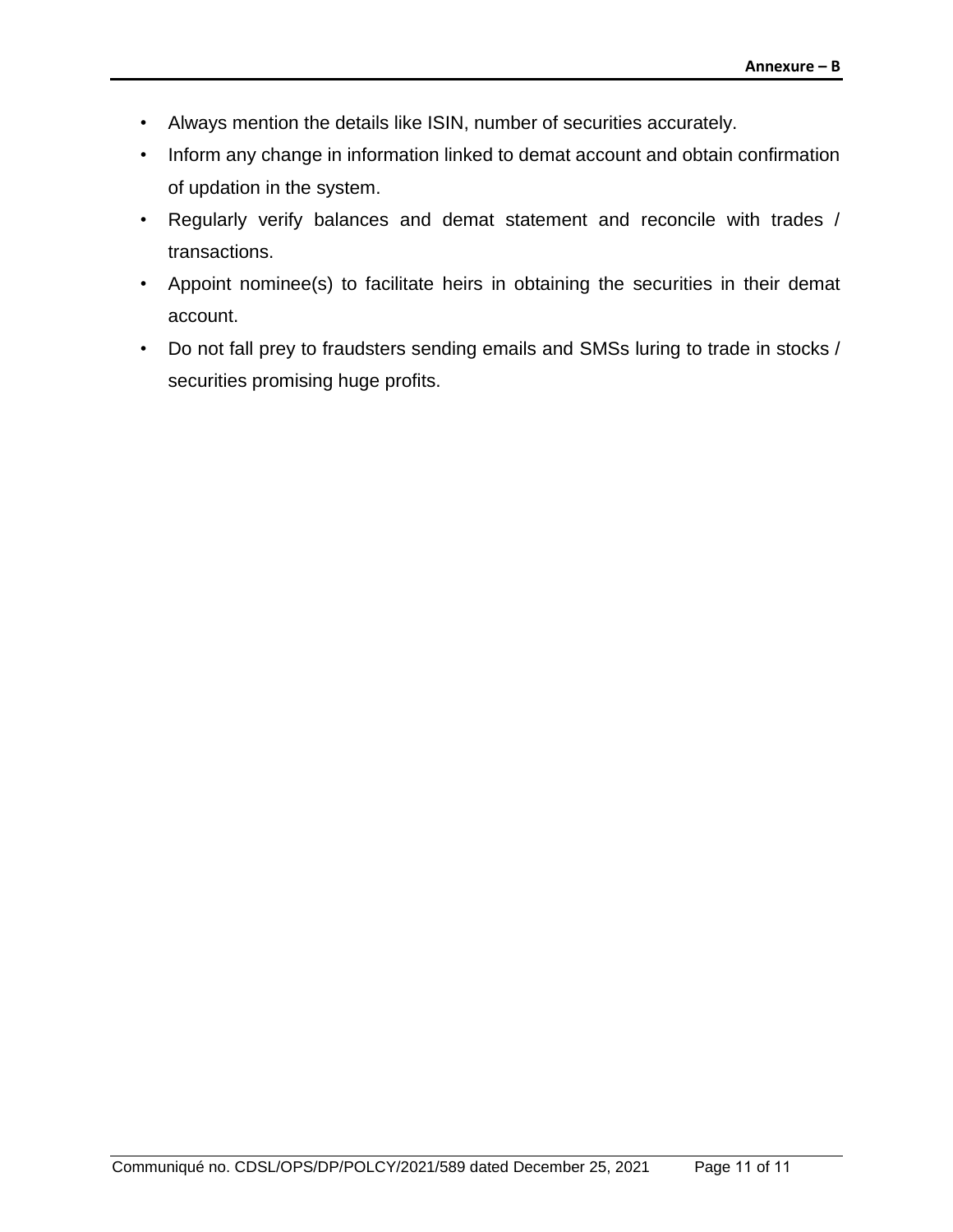- Always mention the details like ISIN, number of securities accurately.
- Inform any change in information linked to demat account and obtain confirmation of updation in the system.
- Regularly verify balances and demat statement and reconcile with trades / transactions.
- Appoint nominee(s) to facilitate heirs in obtaining the securities in their demat account.
- Do not fall prey to fraudsters sending emails and SMSs luring to trade in stocks / securities promising huge profits.